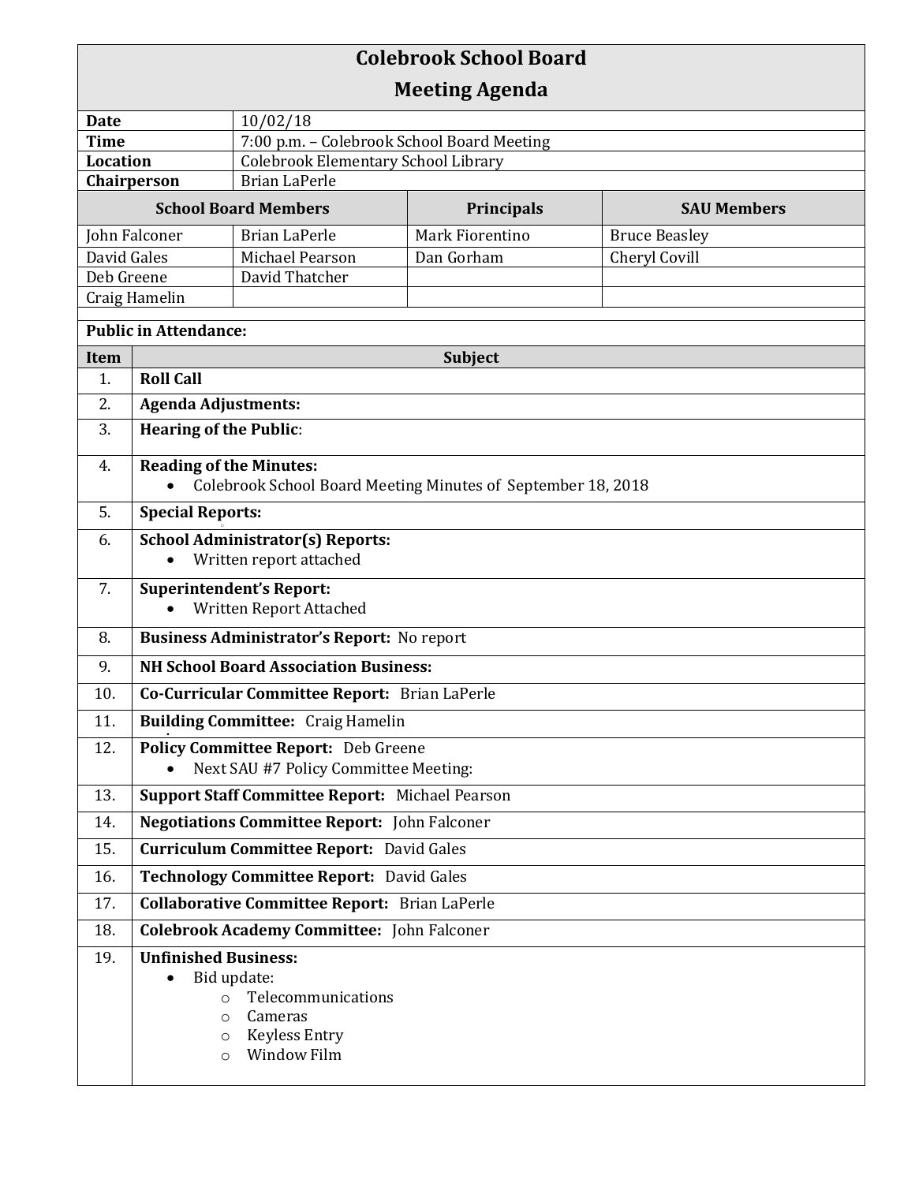# Colebrook School Board

## Meeting Agenda

| | |
|---|---|
| **Date** | 10/02/18 |
| **Time** | 7:00 p.m. – Colebrook School Board Meeting |
| **Location** | Colebrook Elementary School Library |
| **Chairperson** | Brian LaPerle |

| School Board Members | | Principals | SAU Members |
|---|---|---|---|
| John Falconer | Brian LaPerle | Mark Fiorentino | Bruce Beasley |
| David Gales | Michael Pearson | Dan Gorham | Cheryl Covill |
| Deb Greene | David Thatcher | | |
| Craig Hamelin | | | |

**Public in Attendance:**

| Item | Subject |
|---|---|
| 1. | **Roll Call** |
| 2. | **Agenda Adjustments:** |
| 3. | **Hearing of the Public**: |
| 4. | **Reading of the Minutes:**<br>• Colebrook School Board Meeting Minutes of September 18, 2018 |
| 5. | **Special Reports:** |
| 6. | **School Administrator(s) Reports:**<br>• Written report attached |
| 7. | **Superintendent's Report:**<br>• Written Report Attached |
| 8. | **Business Administrator's Report:** No report |
| 9. | **NH School Board Association Business:** |
| 10. | **Co-Curricular Committee Report:** Brian LaPerle |
| 11. | **Building Committee:** Craig Hamelin |
| 12. | **Policy Committee Report:** Deb Greene<br>• Next SAU #7 Policy Committee Meeting: |
| 13. | **Support Staff Committee Report:** Michael Pearson |
| 14. | **Negotiations Committee Report:** John Falconer |
| 15. | **Curriculum Committee Report:** David Gales |
| 16. | **Technology Committee Report:** David Gales |
| 17. | **Collaborative Committee Report:** Brian LaPerle |
| 18. | **Colebrook Academy Committee:** John Falconer |
| 19. | **Unfinished Business:**<br>• Bid update:<br>o Telecommunications<br>o Cameras<br>o Keyless Entry<br>o Window Film |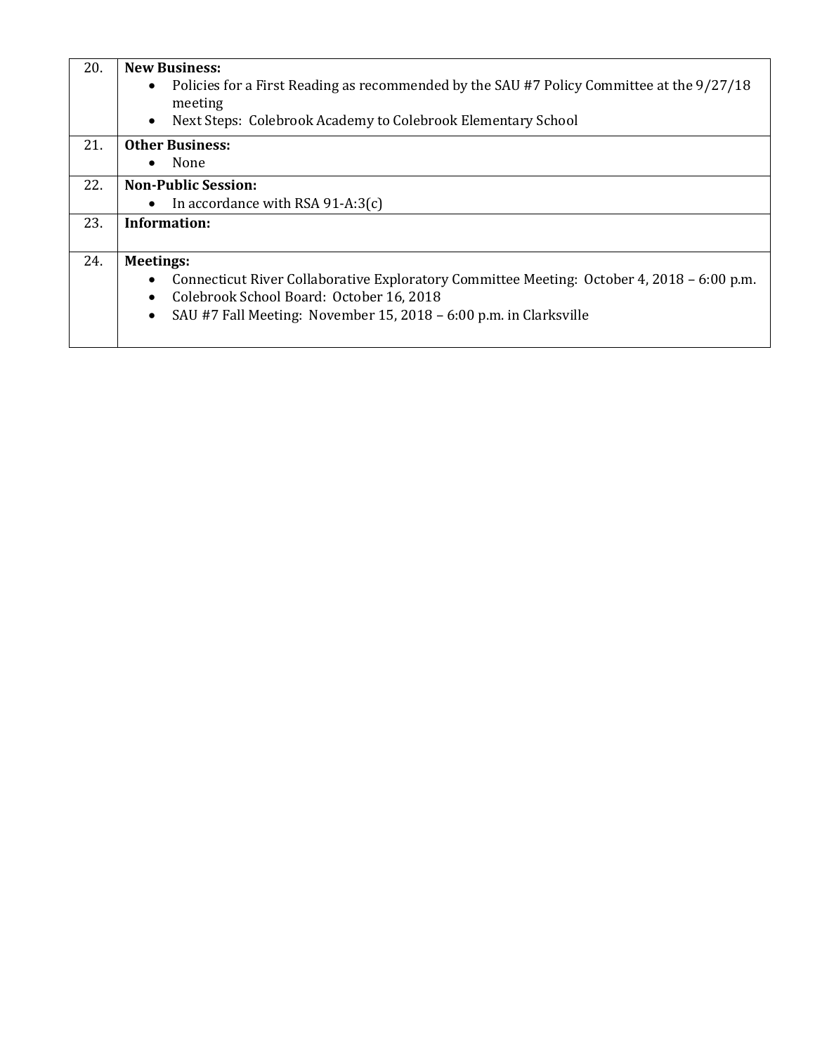| | |
|---|---|
| 20. | **New Business:**<br>• Policies for a First Reading as recommended by the SAU #7 Policy Committee at the 9/27/18 meeting<br>• Next Steps: Colebrook Academy to Colebrook Elementary School |
| 21. | **Other Business:**<br>• None |
| 22. | **Non-Public Session:**<br>• In accordance with RSA 91-A:3(c) |
| 23. | **Information:** |
| 24. | **Meetings:**<br>• Connecticut River Collaborative Exploratory Committee Meeting: October 4, 2018 – 6:00 p.m.<br>• Colebrook School Board: October 16, 2018<br>• SAU #7 Fall Meeting: November 15, 2018 – 6:00 p.m. in Clarksville |